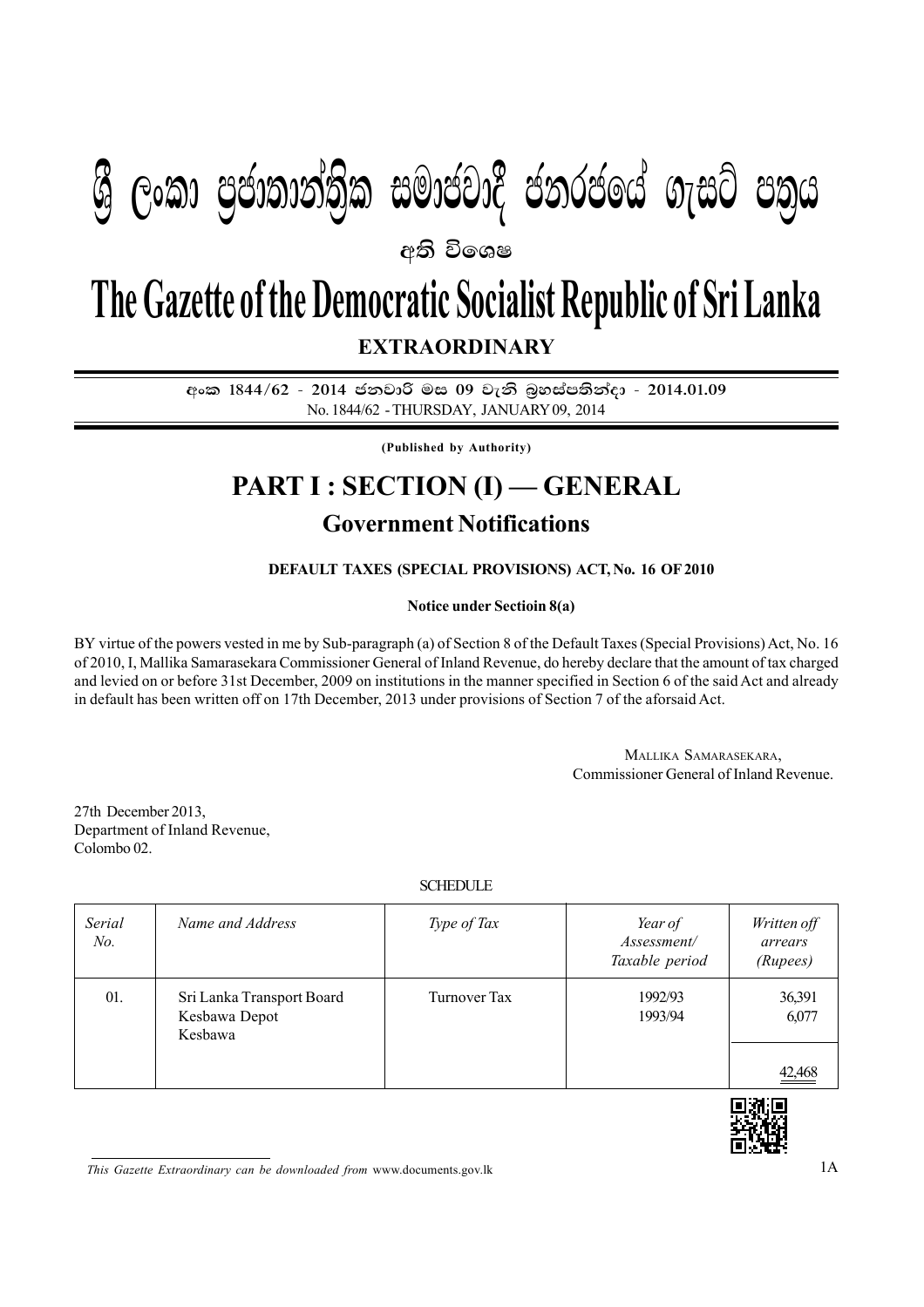# ශ්‍රී ලංකා ප්‍රජාතාන්ත්‍රික සමාජවාදී ජනරජයේ ගැසට් පත්‍රය

**අති විශෙෂ**

# The Gazette of the Democratic Socialist Republic of Sri Lanka

**EXTRAORDINARY**

**අංක 1844/62 - 2014 ජනවාරි මස 09 වැනි බ්‍රහස්පතින්දා - 2014.01.09**
No. 1844/62 - THURSDAY, JANUARY 09, 2014

**(Published by Authority)**

## PART I : SECTION (I) — GENERAL

## Government Notifications

**DEFAULT TAXES (SPECIAL PROVISIONS) ACT, No. 16 OF 2010**

**Notice under Sectioin 8(a)**

BY virtue of the powers vested in me by Sub-paragraph (a) of Section 8 of the Default Taxes (Special Provisions) Act, No. 16 of 2010, I, Mallika Samarasekara Commissioner General of Inland Revenue, do hereby declare that the amount of tax charged and levied on or before 31st December, 2009 on institutions in the manner specified in Section 6 of the said Act and already in default has been written off on 17th December, 2013 under provisions of Section 7 of the aforsaid Act.

MALLIKA SAMARASEKARA,
Commissioner General of Inland Revenue.

27th December 2013,
Department of Inland Revenue,
Colombo 02.

SCHEDULE

| *Serial No.* | *Name and Address* | *Type of Tax* | *Year of Assessment/ Taxable period* | *Written off arrears (Rupees)* |
|---|---|---|---|---|
| 01. | Sri Lanka Transport Board Kesbawa Depot Kesbawa | Turnover Tax | 1992/93<br>1993/94 | 36,391<br>6,077 |
| | | | | 42,468 |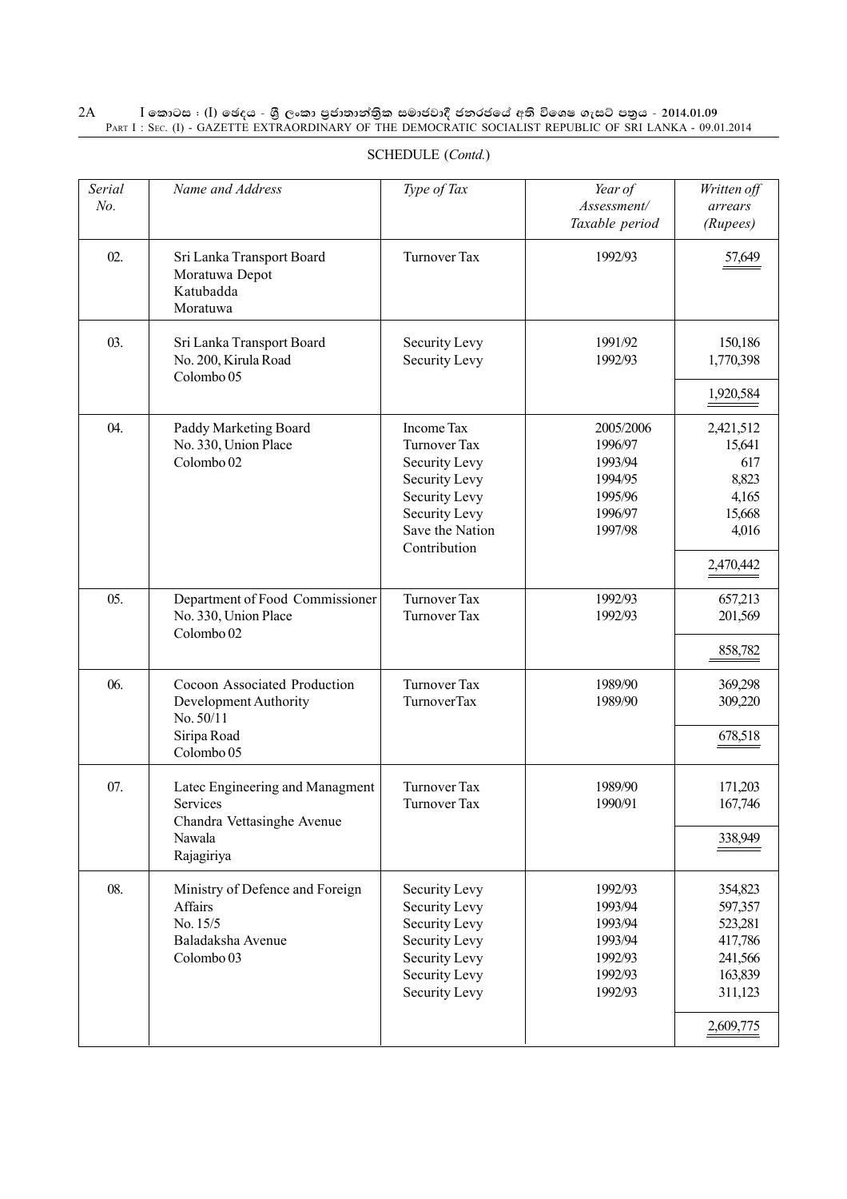SCHEDULE (*Contd.*)

| *Serial No.* | *Name and Address* | *Type of Tax* | *Year of Assessment/ Taxable period* | *Written off arrears (Rupees)* |
|---|---|---|---|---|
| 02. | Sri Lanka Transport Board Moratuwa Depot Katubadda Moratuwa | Turnover Tax | 1992/93 | 57,649 |
| 03. | Sri Lanka Transport Board No. 200, Kirula Road Colombo 05 | Security Levy<br>Security Levy | 1991/92<br>1992/93 | 150,186<br>1,770,398 |
| | | | | 1,920,584 |
| 04. | Paddy Marketing Board No. 330, Union Place Colombo 02 | Income Tax<br>Turnover Tax<br>Security Levy<br>Security Levy<br>Security Levy<br>Security Levy<br>Save the Nation Contribution | 2005/2006<br>1996/97<br>1993/94<br>1994/95<br>1995/96<br>1996/97<br>1997/98 | 2,421,512<br>15,641<br>617<br>8,823<br>4,165<br>15,668<br>4,016 |
| | | | | 2,470,442 |
| 05. | Department of Food Commissioner No. 330, Union Place Colombo 02 | Turnover Tax<br>Turnover Tax | 1992/93<br>1992/93 | 657,213<br>201,569 |
| | | | | 858,782 |
| 06. | Cocoon Associated Production Development Authority No. 50/11 Siripa Road Colombo 05 | Turnover Tax<br>TurnoverTax | 1989/90<br>1989/90 | 369,298<br>309,220 |
| | | | | 678,518 |
| 07. | Latec Engineering and Managment Services Chandra Vettasinghe Avenue Nawala Rajagiriya | Turnover Tax<br>Turnover Tax | 1989/90<br>1990/91 | 171,203<br>167,746 |
| | | | | 338,949 |
| 08. | Ministry of Defence and Foreign Affairs No. 15/5 Baladaksha Avenue Colombo 03 | Security Levy<br>Security Levy<br>Security Levy<br>Security Levy<br>Security Levy<br>Security Levy<br>Security Levy | 1992/93<br>1993/94<br>1993/94<br>1993/94<br>1992/93<br>1992/93<br>1992/93 | 354,823<br>597,357<br>523,281<br>417,786<br>241,566<br>163,839<br>311,123 |
| | | | | 2,609,775 |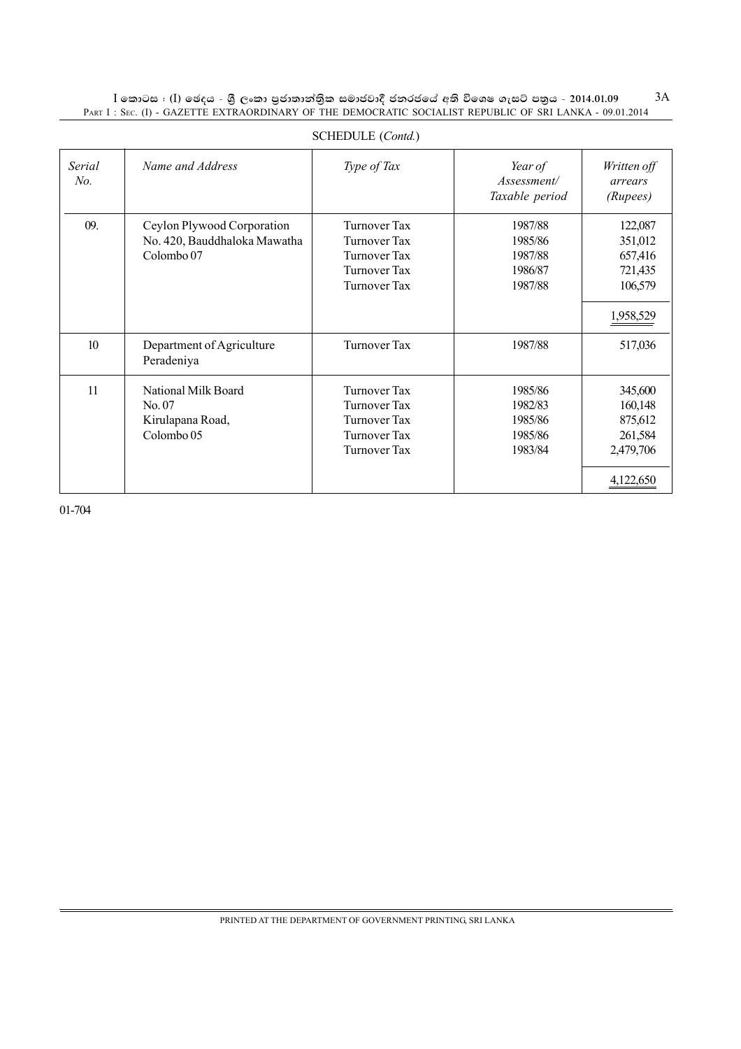SCHEDULE (*Contd.*)

| *Serial No.* | *Name and Address* | *Type of Tax* | *Year of Assessment/ Taxable period* | *Written off arrears (Rupees)* |
|---|---|---|---|---|
| 09. | Ceylon Plywood Corporation<br>No. 420, Bauddhaloka Mawatha<br>Colombo 07 | Turnover Tax<br>Turnover Tax<br>Turnover Tax<br>Turnover Tax<br>Turnover Tax | 1987/88<br>1985/86<br>1987/88<br>1986/87<br>1987/88 | 122,087<br>351,012<br>657,416<br>721,435<br>106,579<br><br>1,958,529 |
| 10 | Department of Agriculture<br>Peradeniya | Turnover Tax | 1987/88 | 517,036 |
| 11 | National Milk Board<br>No. 07<br>Kirulapana Road,<br>Colombo 05 | Turnover Tax<br>Turnover Tax<br>Turnover Tax<br>Turnover Tax<br>Turnover Tax | 1985/86<br>1982/83<br>1985/86<br>1985/86<br>1983/84 | 345,600<br>160,148<br>875,612<br>261,584<br>2,479,706<br><br>4,122,650 |

01-704

PRINTED AT THE DEPARTMENT OF GOVERNMENT PRINTING, SRI LANKA